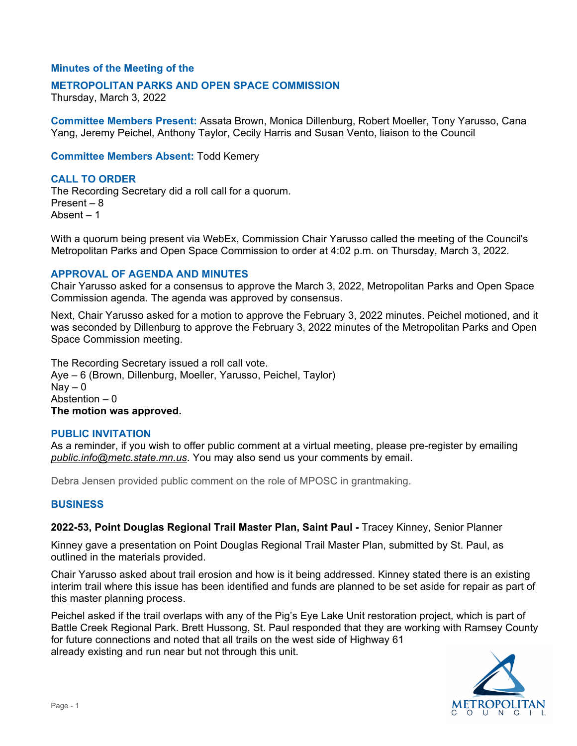**Minutes of the Meeting of the**

## METROPOLITAN PARKS AND OPEN SPACE COMMISSION

Thursday, March 3, 2022

**Committee Members Present:** Assata Brown, Monica Dillenburg, Robert Moeller, Tony Yarusso, Cana Yang, Jeremy Peichel, Anthony Taylor, Cecily Harris and Susan Vento, liaison to the Council

**Committee Members Absent:** Todd Kemery

### CALL TO ORDER

The Recording Secretary did a roll call for a quorum.
Present – 8
Absent – 1

With a quorum being present via WebEx, Commission Chair Yarusso called the meeting of the Council's Metropolitan Parks and Open Space Commission to order at 4:02 p.m. on Thursday, March 3, 2022.

### APPROVAL OF AGENDA AND MINUTES

Chair Yarusso asked for a consensus to approve the March 3, 2022, Metropolitan Parks and Open Space Commission agenda. The agenda was approved by consensus.

Next, Chair Yarusso asked for a motion to approve the February 3, 2022 minutes. Peichel motioned, and it was seconded by Dillenburg to approve the February 3, 2022 minutes of the Metropolitan Parks and Open Space Commission meeting.

The Recording Secretary issued a roll call vote.
Aye – 6 (Brown, Dillenburg, Moeller, Yarusso, Peichel, Taylor)
Nay – 0
Abstention – 0
**The motion was approved.**

### PUBLIC INVITATION

As a reminder, if you wish to offer public comment at a virtual meeting, please pre-register by emailing *public.info@metc.state.mn.us*. You may also send us your comments by email.

Debra Jensen provided public comment on the role of MPOSC in grantmaking.

### BUSINESS

**2022-53, Point Douglas Regional Trail Master Plan, Saint Paul -** Tracey Kinney, Senior Planner

Kinney gave a presentation on Point Douglas Regional Trail Master Plan, submitted by St. Paul, as outlined in the materials provided.

Chair Yarusso asked about trail erosion and how is it being addressed. Kinney stated there is an existing interim trail where this issue has been identified and funds are planned to be set aside for repair as part of this master planning process.

Peichel asked if the trail overlaps with any of the Pig's Eye Lake Unit restoration project, which is part of Battle Creek Regional Park. Brett Hussong, St. Paul responded that they are working with Ramsey County for future connections and noted that all trails on the west side of Highway 61 already existing and run near but not through this unit.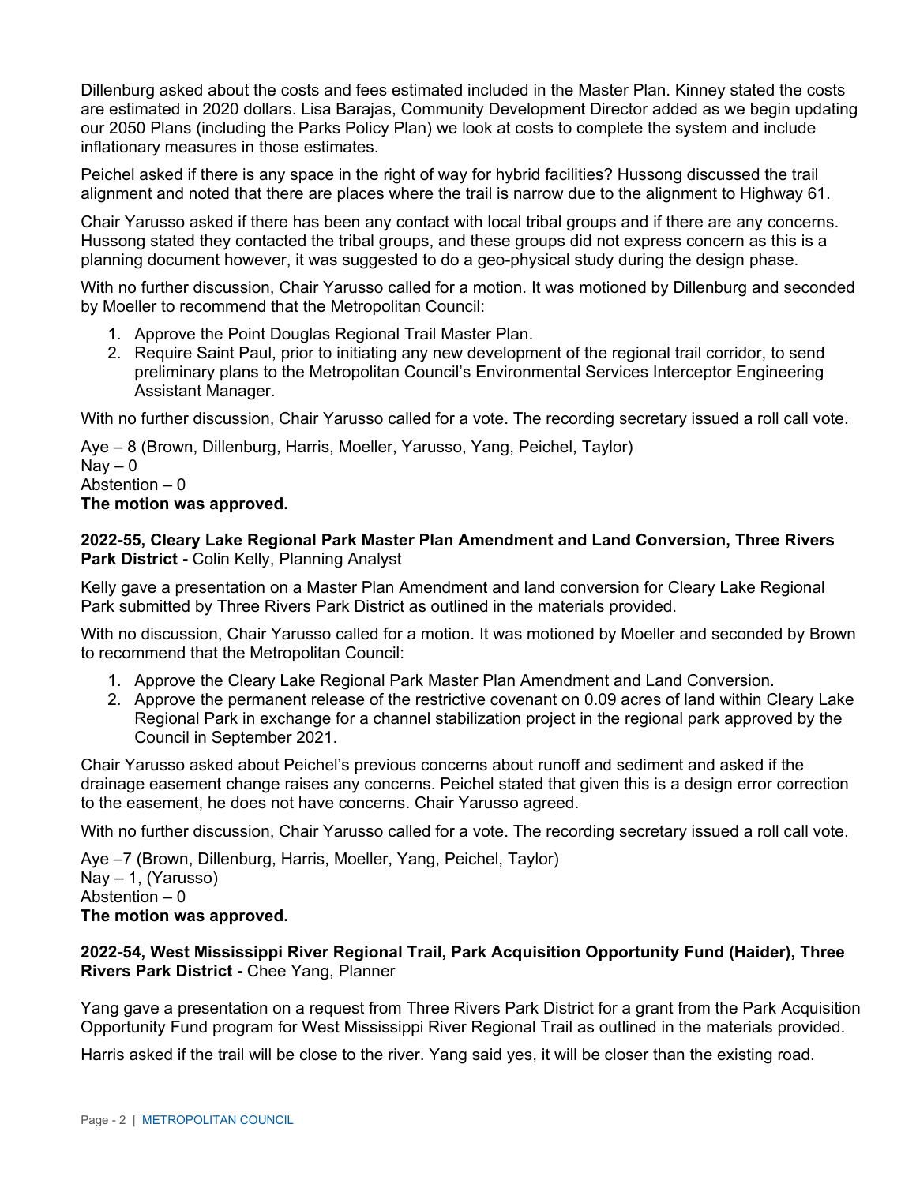Dillenburg asked about the costs and fees estimated included in the Master Plan. Kinney stated the costs are estimated in 2020 dollars. Lisa Barajas, Community Development Director added as we begin updating our 2050 Plans (including the Parks Policy Plan) we look at costs to complete the system and include inflationary measures in those estimates.

Peichel asked if there is any space in the right of way for hybrid facilities? Hussong discussed the trail alignment and noted that there are places where the trail is narrow due to the alignment to Highway 61.

Chair Yarusso asked if there has been any contact with local tribal groups and if there are any concerns. Hussong stated they contacted the tribal groups, and these groups did not express concern as this is a planning document however, it was suggested to do a geo-physical study during the design phase.

With no further discussion, Chair Yarusso called for a motion. It was motioned by Dillenburg and seconded by Moeller to recommend that the Metropolitan Council:

1. Approve the Point Douglas Regional Trail Master Plan.
2. Require Saint Paul, prior to initiating any new development of the regional trail corridor, to send preliminary plans to the Metropolitan Council's Environmental Services Interceptor Engineering Assistant Manager.

With no further discussion, Chair Yarusso called for a vote. The recording secretary issued a roll call vote.

Aye – 8 (Brown, Dillenburg, Harris, Moeller, Yarusso, Yang, Peichel, Taylor)  
Nay – 0  
Abstention – 0  
**The motion was approved.**

**2022-55, Cleary Lake Regional Park Master Plan Amendment and Land Conversion, Three Rivers Park District -** Colin Kelly, Planning Analyst

Kelly gave a presentation on a Master Plan Amendment and land conversion for Cleary Lake Regional Park submitted by Three Rivers Park District as outlined in the materials provided.

With no discussion, Chair Yarusso called for a motion. It was motioned by Moeller and seconded by Brown to recommend that the Metropolitan Council:

1. Approve the Cleary Lake Regional Park Master Plan Amendment and Land Conversion.
2. Approve the permanent release of the restrictive covenant on 0.09 acres of land within Cleary Lake Regional Park in exchange for a channel stabilization project in the regional park approved by the Council in September 2021.

Chair Yarusso asked about Peichel's previous concerns about runoff and sediment and asked if the drainage easement change raises any concerns. Peichel stated that given this is a design error correction to the easement, he does not have concerns. Chair Yarusso agreed.

With no further discussion, Chair Yarusso called for a vote. The recording secretary issued a roll call vote.

Aye –7 (Brown, Dillenburg, Harris, Moeller, Yang, Peichel, Taylor)  
Nay – 1, (Yarusso)  
Abstention – 0  
**The motion was approved.**

**2022-54, West Mississippi River Regional Trail, Park Acquisition Opportunity Fund (Haider), Three Rivers Park District -** Chee Yang, Planner

Yang gave a presentation on a request from Three Rivers Park District for a grant from the Park Acquisition Opportunity Fund program for West Mississippi River Regional Trail as outlined in the materials provided.

Harris asked if the trail will be close to the river. Yang said yes, it will be closer than the existing road.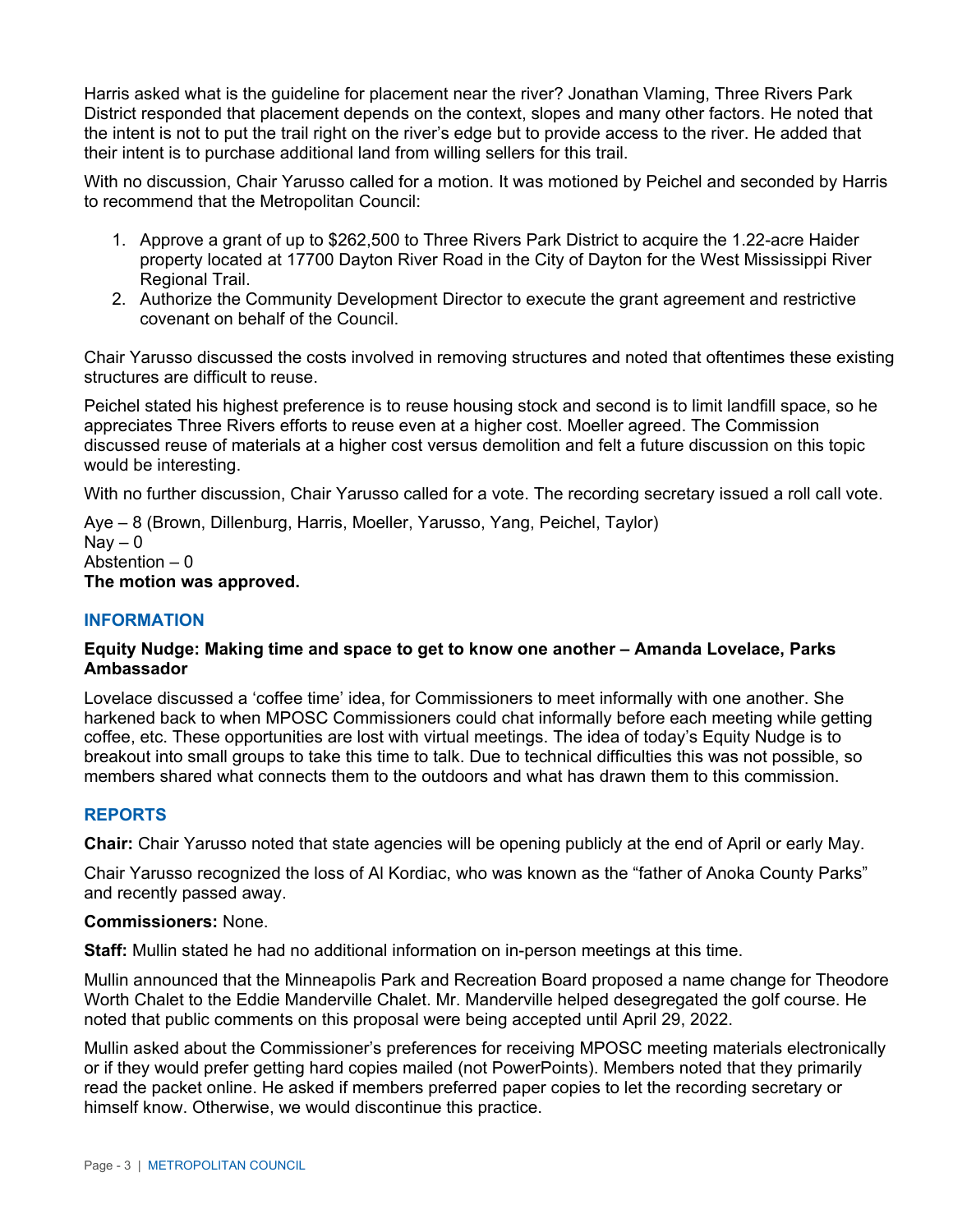Harris asked what is the guideline for placement near the river? Jonathan Vlaming, Three Rivers Park District responded that placement depends on the context, slopes and many other factors. He noted that the intent is not to put the trail right on the river's edge but to provide access to the river. He added that their intent is to purchase additional land from willing sellers for this trail.

With no discussion, Chair Yarusso called for a motion. It was motioned by Peichel and seconded by Harris to recommend that the Metropolitan Council:

1. Approve a grant of up to $262,500 to Three Rivers Park District to acquire the 1.22-acre Haider property located at 17700 Dayton River Road in the City of Dayton for the West Mississippi River Regional Trail.
2. Authorize the Community Development Director to execute the grant agreement and restrictive covenant on behalf of the Council.

Chair Yarusso discussed the costs involved in removing structures and noted that oftentimes these existing structures are difficult to reuse.

Peichel stated his highest preference is to reuse housing stock and second is to limit landfill space, so he appreciates Three Rivers efforts to reuse even at a higher cost. Moeller agreed. The Commission discussed reuse of materials at a higher cost versus demolition and felt a future discussion on this topic would be interesting.

With no further discussion, Chair Yarusso called for a vote. The recording secretary issued a roll call vote.

Aye – 8 (Brown, Dillenburg, Harris, Moeller, Yarusso, Yang, Peichel, Taylor)
Nay – 0
Abstention – 0
**The motion was approved.**

## INFORMATION

**Equity Nudge: Making time and space to get to know one another – Amanda Lovelace, Parks Ambassador**

Lovelace discussed a 'coffee time' idea, for Commissioners to meet informally with one another. She harkened back to when MPOSC Commissioners could chat informally before each meeting while getting coffee, etc. These opportunities are lost with virtual meetings. The idea of today's Equity Nudge is to breakout into small groups to take this time to talk. Due to technical difficulties this was not possible, so members shared what connects them to the outdoors and what has drawn them to this commission.

## REPORTS

**Chair:** Chair Yarusso noted that state agencies will be opening publicly at the end of April or early May.

Chair Yarusso recognized the loss of Al Kordiac, who was known as the "father of Anoka County Parks" and recently passed away.

**Commissioners:** None.

**Staff:** Mullin stated he had no additional information on in-person meetings at this time.

Mullin announced that the Minneapolis Park and Recreation Board proposed a name change for Theodore Worth Chalet to the Eddie Manderville Chalet. Mr. Manderville helped desegregated the golf course. He noted that public comments on this proposal were being accepted until April 29, 2022.

Mullin asked about the Commissioner's preferences for receiving MPOSC meeting materials electronically or if they would prefer getting hard copies mailed (not PowerPoints). Members noted that they primarily read the packet online. He asked if members preferred paper copies to let the recording secretary or himself know. Otherwise, we would discontinue this practice.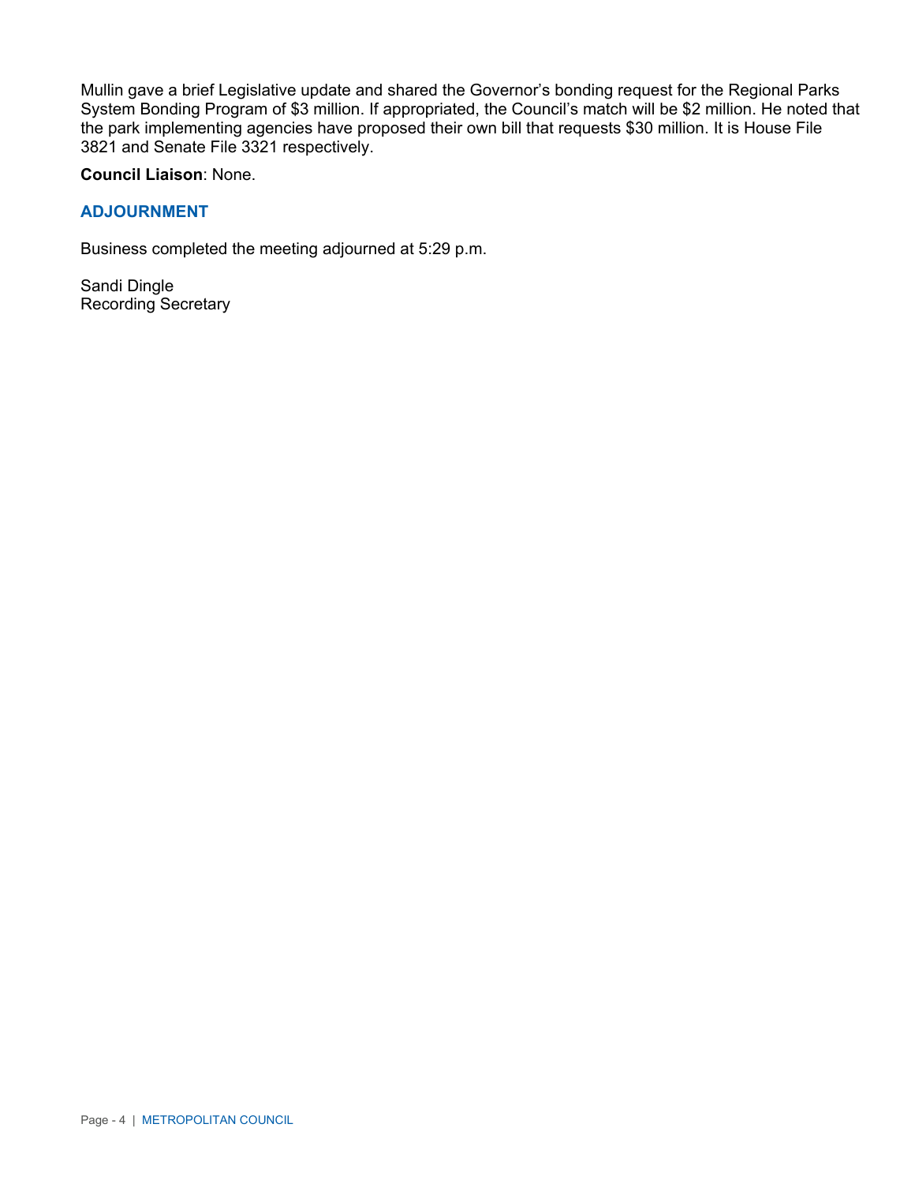Mullin gave a brief Legislative update and shared the Governor's bonding request for the Regional Parks System Bonding Program of $3 million. If appropriated, the Council's match will be $2 million. He noted that the park implementing agencies have proposed their own bill that requests $30 million. It is House File 3821 and Senate File 3321 respectively.

**Council Liaison**: None.

## ADJOURNMENT

Business completed the meeting adjourned at 5:29 p.m.

Sandi Dingle
Recording Secretary